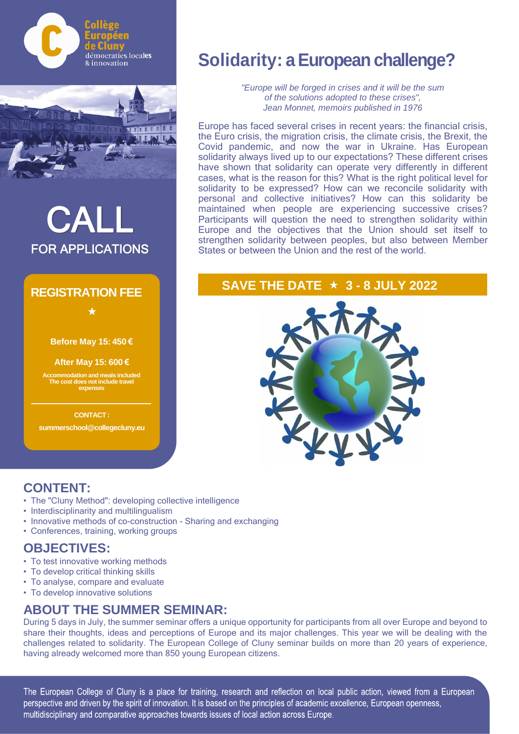Collège Européen de Cluny
démocraties locales & innovation

# CALL
## FOR APPLICATIONS

### REGISTRATION FEE

★

**Before May 15: 450 €**

**After May 15: 600 €**

**Accommodation and meals included**
**The cost does not include travel expenses**

**CONTACT :**

**summerschool@collegecluny.eu**

# Solidarity: a European challenge?

*"Europe will be forged in crises and it will be the sum of the solutions adopted to these crises", Jean Monnet, memoirs published in 1976*

Europe has faced several crises in recent years: the financial crisis, the Euro crisis, the migration crisis, the climate crisis, the Brexit, the Covid pandemic, and now the war in Ukraine. Has European solidarity always lived up to our expectations? These different crises have shown that solidarity can operate very differently in different cases, what is the reason for this? What is the right political level for solidarity to be expressed? How can we reconcile solidarity with personal and collective initiatives? How can this solidarity be maintained when people are experiencing successive crises? Participants will question the need to strengthen solidarity within Europe and the objectives that the Union should set itself to strengthen solidarity between peoples, but also between Member States or between the Union and the rest of the world.

**SAVE THE DATE ★ 3 - 8 JULY 2022**

## CONTENT:

- The "Cluny Method": developing collective intelligence
- Interdisciplinarity and multilingualism
- Innovative methods of co-construction - Sharing and exchanging
- Conferences, training, working groups

## OBJECTIVES:

- To test innovative working methods
- To develop critical thinking skills
- To analyse, compare and evaluate
- To develop innovative solutions

## ABOUT THE SUMMER SEMINAR:

During 5 days in July, the summer seminar offers a unique opportunity for participants from all over Europe and beyond to share their thoughts, ideas and perceptions of Europe and its major challenges. This year we will be dealing with the challenges related to solidarity. The European College of Cluny seminar builds on more than 20 years of experience, having already welcomed more than 850 young European citizens.

The European College of Cluny is a place for training, research and reflection on local public action, viewed from a European perspective and driven by the spirit of innovation. It is based on the principles of academic excellence, European openness, multidisciplinary and comparative approaches towards issues of local action across Europe.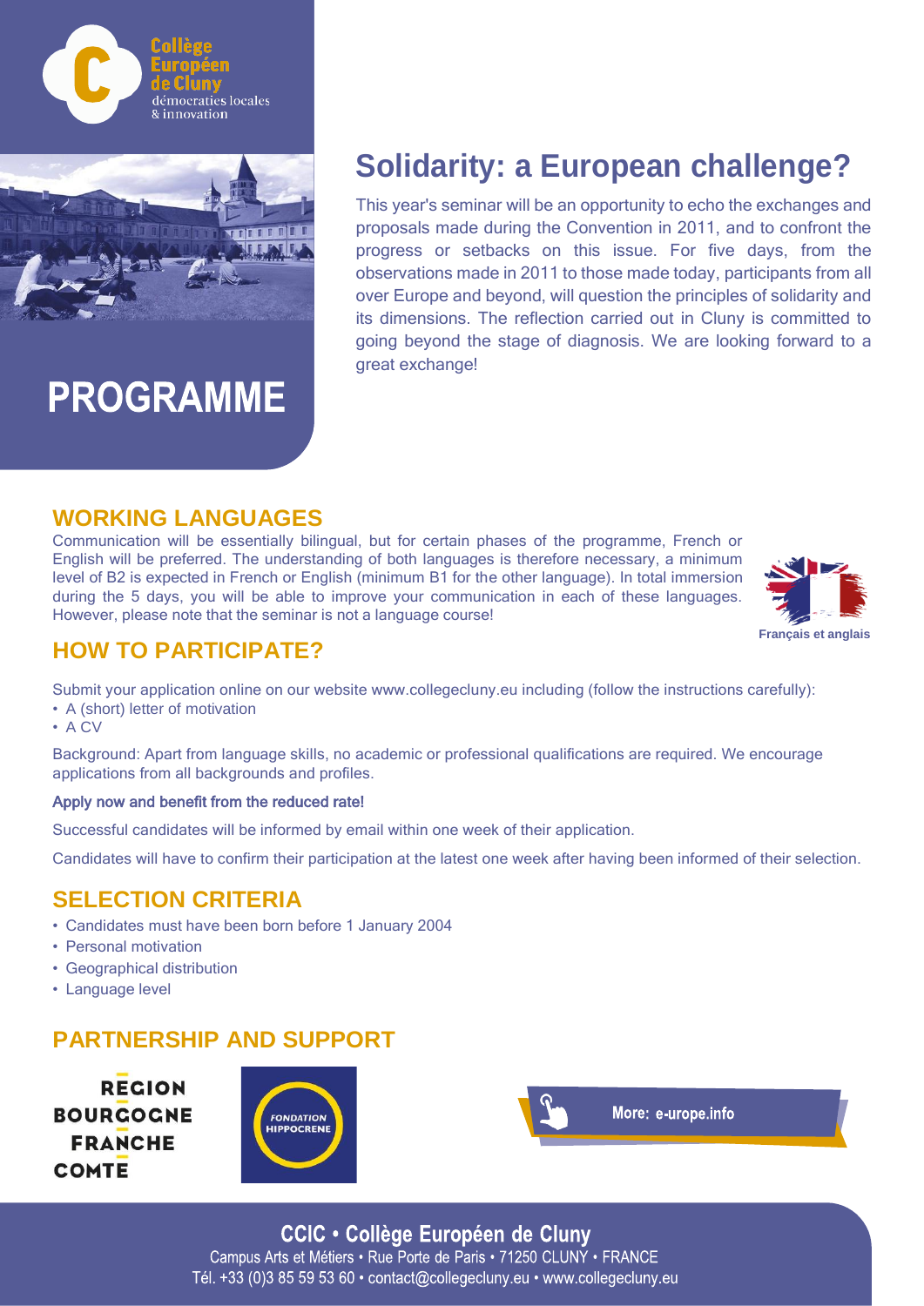Collège Européen de Cluny
démocraties locales & innovation

# PROGRAMME

# Solidarity: a European challenge?

This year's seminar will be an opportunity to echo the exchanges and proposals made during the Convention in 2011, and to confront the progress or setbacks on this issue. For five days, from the observations made in 2011 to those made today, participants from all over Europe and beyond, will question the principles of solidarity and its dimensions. The reflection carried out in Cluny is committed to going beyond the stage of diagnosis. We are looking forward to a great exchange!

## WORKING LANGUAGES

Communication will be essentially bilingual, but for certain phases of the programme, French or English will be preferred. The understanding of both languages is therefore necessary, a minimum level of B2 is expected in French or English (minimum B1 for the other language). In total immersion during the 5 days, you will be able to improve your communication in each of these languages. However, please note that the seminar is not a language course!

Français et anglais

## HOW TO PARTICIPATE?

Submit your application online on our website www.collegecluny.eu including (follow the instructions carefully):

- A (short) letter of motivation
- A CV

Background: Apart from language skills, no academic or professional qualifications are required. We encourage applications from all backgrounds and profiles.

Apply now and benefit from the reduced rate!

Successful candidates will be informed by email within one week of their application.

Candidates will have to confirm their participation at the latest one week after having been informed of their selection.

## SELECTION CRITERIA

- Candidates must have been born before 1 January 2004
- Personal motivation
- Geographical distribution
- Language level

## PARTNERSHIP AND SUPPORT

RÉGION BOURGOGNE FRANCHE COMTÉ

FONDATION HIPPOCRENE

More: e-urope.info

**CCIC • Collège Européen de Cluny**
Campus Arts et Métiers • Rue Porte de Paris • 71250 CLUNY • FRANCE
Tél. +33 (0)3 85 59 53 60 • contact@collegecluny.eu • www.collegecluny.eu